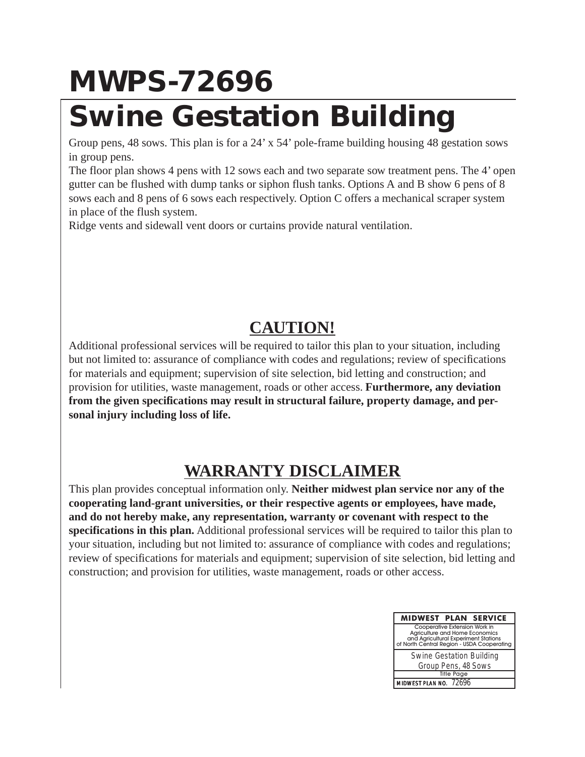# MWPS-72696

# Swine Gestation Building

Group pens, 48 sows. This plan is for a 24' x 54' pole-frame building housing 48 gestation sows in group pens.

The floor plan shows 4 pens with 12 sows each and two separate sow treatment pens. The 4' open gutter can be flushed with dump tanks or siphon flush tanks. Options A and B show 6 pens of 8 sows each and 8 pens of 6 sows each respectively. Option C offers a mechanical scraper system in place of the flush system.

Ridge vents and sidewall vent doors or curtains provide natural ventilation.

## CAUTION!

Additional professional services will be required to tailor this plan to your situation, including but not limited to: assurance of compliance with codes and regulations; review of specifications for materials and equipment; supervision of site selection, bid letting and construction; and provision for utilities, waste management, roads or other access. **Furthermore, any deviation from the given specifications may result in structural failure, property damage, and personal injury including loss of life.**

## WARRANTY DISCLAIMER

This plan provides conceptual information only. **Neither midwest plan service nor any of the cooperating land-grant universities, or their respective agents or employees, have made, and do not hereby make, any representation, warranty or covenant with respect to the specifications in this plan.** Additional professional services will be required to tailor this plan to your situation, including but not limited to: assurance of compliance with codes and regulations; review of specifications for materials and equipment; supervision of site selection, bid letting and construction; and provision for utilities, waste management, roads or other access.

| MIDWEST PLAN SERVICE |
| --- |
| Cooperative Extension Work in Agriculture and Home Economics and Agricultural Experiment Stations of North Central Region - USDA Cooperating |
| Swine Gestation Building Group Pens, 48 Sows |
| Title Page |
| MIDWEST PLAN NO. 72696 |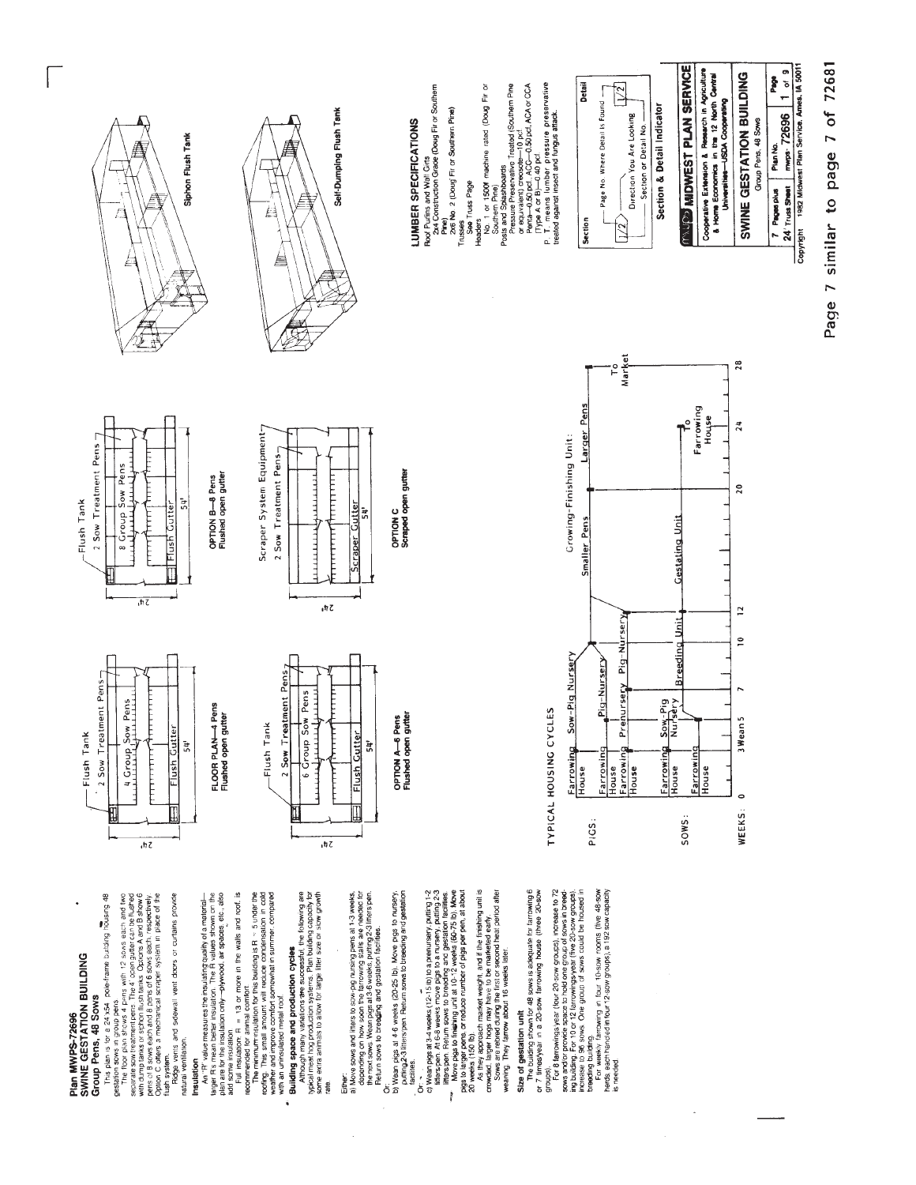# Plan MWPS-72696
## SWINE GESTATION BUILDING
### Group Pens, 48 Sows

This plan is for a 24'x54' pole-frame building housing 48 gestation sows in group pens.

The floor plan shows 4 pens with 12 sows each and two separate sow treatment pens. The 4' open gutter can be flushed with dump tanks or siphon flush tanks. Options A and B show 6 pens of 8 sows each and 8 pens of 6 sows each, respectively. Option C offers a mechanical scraper system in place of the flush system.

Ridge vents and sidewall vent doors or curtains provide natural ventilation.

### Insulation

An "R" value measures the insulating quality of a material—larger R's mean better insulation. The R values shown on the plan are for the insulation only—plywood, air spaces, etc., also add some insulation.

Full insulation: R = 13 or more in the walls and roof, is recommended for animal comfort.

The minimum insulation for this building is R = 5 under the roofing. This small amount will reduce condensation in cold weather and improve comfort somewhat in summer, compared with an uninsulated metal roof.

### Building space and production cycles

Although many variations are successful, the following are typical meat hog production systems. Plan building capacity for some extra animals to allow for large litter size or slow growth rate.

Either:

a) Move sows and litters to sow-pig nursing pens at 1-3 weeks, depending on how soon the farrowing stalls are needed for the next sows. Wean pigs at 3-6 weeks, putting 2-3 litters per pen. Return sows to breeding and gestation facilities.

Or:

b) Wean pigs at 4-6 weeks (20-25 lb). Move pigs to nursery, putting 2-3 litters/pen. Return sows to breeding and gestation facilities.

Or:

c) Wean pigs at 3-4 weeks (12-15 lb) to a prenursery, putting 1-2 litters/pen. At 6-8 weeks move pigs to a nursery, putting 2-3 litters/pen. Return sows to breeding and gestation facilities.

Move pigs to finishing unit at 10-12 weeks (60-75 lb). Move pigs to larger pens, or reduce number of pigs per pen, at about 20 weeks (150 lb).

As they approach market weight, and if the finishing unit is crowded, larger hogs may have to be marketed early.

Sows are rebred during the first or second heat period after weaning. They farrow about 16 weeks later.

### Size of gestation unit

The building shown for 48 sows is adequate for farrowing 6 or 7 times/year in a 20-sow farrowing house (three 20-sow groups).

For 8 farrowings/year (four 20 sow groups), increase to 72 sows and/or provide space to hold one group of sows in breeding building. For 10 or 12 farrowings/year (five 20-sow groups), increase to 96 sows. One group of sows could be housed in breeding building.

For weekly farrowing in four 10-sow rooms (five 48-sow herds, each farrowed in four 12-sow groups), a 192 sow capacity is needed.

---

FLOOR PLAN—4 Pens
Flushed open gutter

OPTION A—6 Pens
Flushed open gutter

OPTION B—8 Pens
Flushed open gutter

OPTION C
Scraped open gutter

Siphon Flush Tank

Self-Dumping Flush Tank

---

## TYPICAL HOUSING CYCLES

PIGS: Farrowing House → Sow-Pig Nursery; Farrowing House → Pig-Nursery; Farrowing House → Prenursery → Pig-Nursery; → Growing-Finishing Unit: Smaller Pens → Larger Pens → To Market

SOWS: Farrowing House → Sow-Pig Nursery; Farrowing House → Breeding Unit → Gestating Unit → To Farrowing House

WEEKS: 0, 3 Wean 5, 7, 10, 12, 20, 24, 28

---

## LUMBER SPECIFICATIONS

Roof Purlins and Wall Girts
2x4 Construction Grade (Doug Fir or Southern Pine)
2x6 No. 2 (Doug Fir or Southern Pine)

Trusses
See Truss Page

Headers
No. 1 or 1500f machine rated (Doug Fir or Southern Pine)

Posts and Splashboards
Pressure Preservative Treated (Southern Pine or equivalent) creosote—10 pcf, Penta—0.50 pcf, ACA or CCA (Type A or B)—0.40 pcf

P. T. means lumber pressure preservative treated against insect and fungus attack.

---

**Section & Detail Indicator**

Section — Page No. Where Detail Is Found — Direction You Are Looking — Section or Detail No. — Detail

---

**MIDWEST PLAN SERVICE**
Cooperative Extension & Research in Agriculture & Home Economics in the 12 North Central Universities—USDA Cooperating

**SWINE GESTATION BUILDING**
Group Pens, 48 Sows

| 7 Pages plus 24 Truss Sheet | Plan No. mwps-72696 | Page 1 of 9 |
|---|---|---|

Copyright 1982 Midwest Plan Service, Ames, IA 50011

Page 7 similar to page 7 of 72681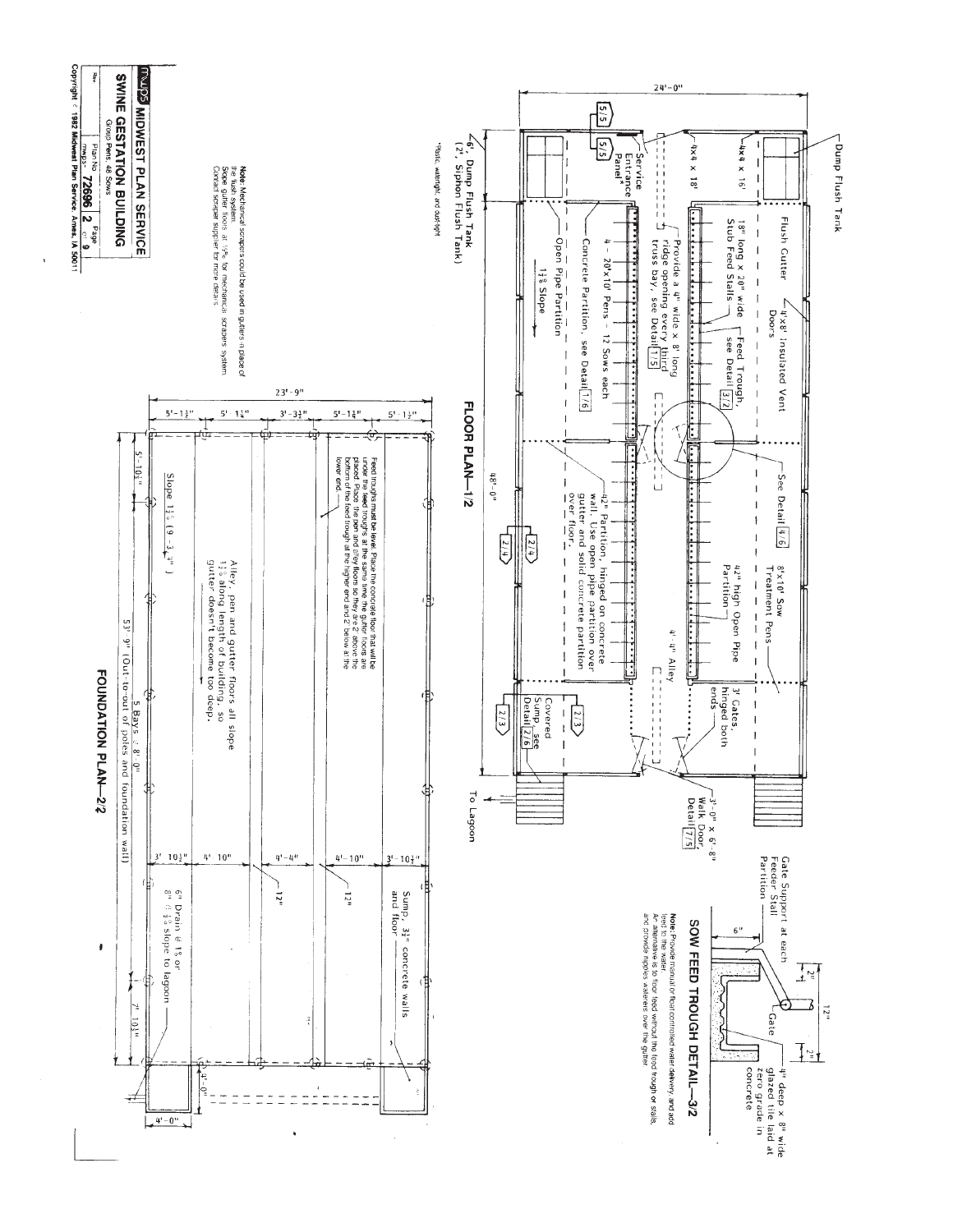## FLOOR PLAN—1/2

Dump Flush Tank

24'-0"

48'-0"

4x4 x 16'

4x4 x 18'

Service Entrance Panel*

*Plastic, watertight, and dust-tight

6', Dump Flush Tank (2', Siphon Flush Tank)

Flush Gutter

4'x8' Insulated Vent Doors

18" long x 20" wide Stub Feed Stalls

Feed Trough, see Detail 3/2

Provide a 4" wide x 8' long ridge opening every third truss bay, see Detail 1/5

4 - 20'x10' Pens - 12 Sows each

Concrete Partition, see Detail 1/6

Open Pipe Partition

1⅛ Slope

See Detail 4/6

8'x10' Sow Treatment Pens

42" high Open Pipe Partition

4'-4" Alley

42" Partition, hinged on concrete wall. Use open pipe partition over gutter and solid concrete partition over floor.

3' Gates, hinged both ends

Covered Sump, see Detail 2/6

3'-0" x 6'-8" Walk Door, Detail 7/5

To Lagoon

## SOW FEED TROUGH DETAIL—3/2

Gate Support at each Feeder Stall Partition

6"

2"

12"

2"

Gate

4" deep x 8" wide glazed tile laid at zero grade in concrete

**Note:** Provide manual or float controlled water delivery, and add feed to the water.
An alternative is to floor feed without the feed trough or stalls, and provide nipples waterers over the gutter.

## FOUNDATION PLAN—2/2

23'-9"

5'-1½" | 5'-1¼" | 3'-3½" | 5'-1¼" | 5'-1½"

5'-10½"

7'-10½"

53'-9" (Out-to-out of poles and foundation wall)

5 Bays @ 8'-0"

3'-10½" | 4'-10" | 4'-4" | 4'-10" | 3'-10½"

12"

12"

Slope 1½% (9-3¼")

Feed troughs must be level. Place the concrete floor that will be under the feed troughs at the same time the gutter floors are placed. Place the pen and alley floors so they are 2" above the bottom of the feed trough at the higher end and 2" below at the lower end.

Alley, pen and gutter floors all slope 1⅛% along length of building, so gutter doesn't become too deep.

Sump, 3½" concrete walls and floor

6" Drain @ 1% or 8" @ ½% slope to lagoon

4'-0"

4'-0"

**Note:** Mechanical scrapers could be used in gutters in place of the flush system.
Slope gutter floors at ½% for mechanical scrapers system.
Contact scraper supplier for more details.

**mwps MIDWEST PLAN SERVICE**

**SWINE GESTATION BUILDING**

Group Pens, 48 Sows

| Rev | Plan No. mwps- 72696 | Page 2 of 9 |
|---|---|---|

Copyright © 1982 Midwest Plan Service, Ames, IA 50011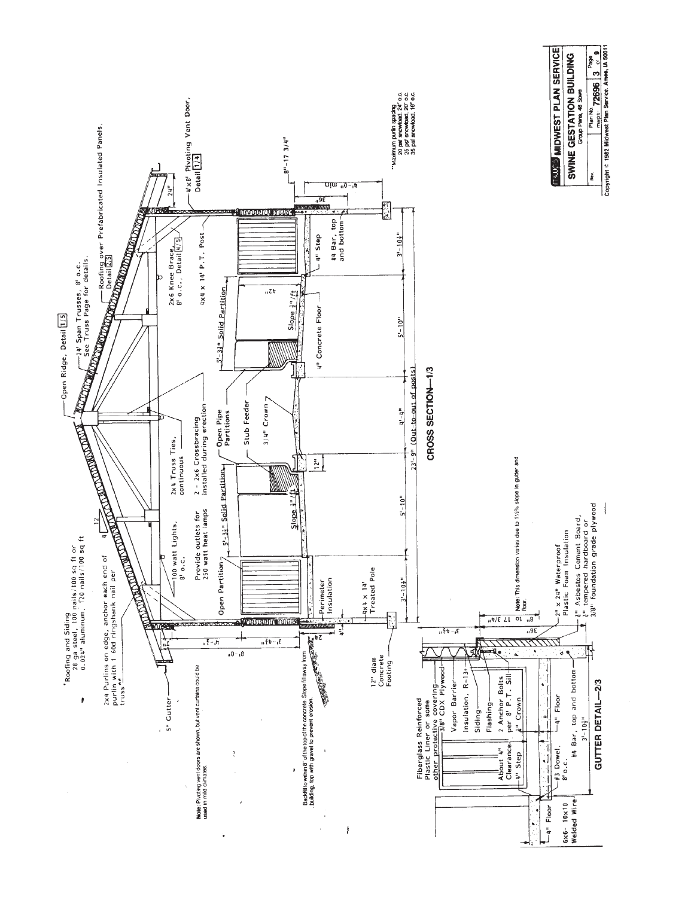## CROSS SECTION—1/3

*Roofing and Siding
28 ga steel, 100 nails/100 sq ft or
0.024" aluminum, 120 nails/100 sq ft

2x4 Purlins on edge, anchor each end of purlin with 1 60d ringshank nail per truss**

4/12

Open Ridge, Detail 1/5

24' Span Trusses, 8' o.c.
See Truss Page for details.

Roofing over Prefabricated Insulated Panels, Detail 2/5

5" Gutter

100 watt Lights, 8' o.c.

Provide outlets for 250 watt heat lamps

2x4 Truss Ties, continuous

2 - 2x6 Crossbracing installed during erection

2x6 Knee Brace, 8' o.c., Detail 4/5

4x4 x 14' P.T. Post

24"

4'x8' Pivoting Vent Door, Detail 1/4

Open Partition

5'-3½" Solid Partition

Open Pipe Partitions

Stub Feeder

3/4" Crown

5'-3½" Solid Partition

42"

Slope ½"/ft

Slope ½"/ft

4" Concrete Floor

4" Step

#4 Bar, top and bottom

Perimeter Insulation

4x4 x 14' Treated Pole

12" diam Concrete Footing

8'-0"

4'-½"

3'-4½"

24"

4"

12"

3'-10½"

5'-10"

4'-4"

5'-10"

3'-10½"

23'-9" (Out-to-out of posts)

36"

4'-0" min

8'-17 3/4"

**Note:** Pivoting vent doors are shown, but vent curtains could be used in mild climates.

Backfill to within 8" of the top of the concrete. Slope fill away from building, top with gravel to prevent erosion.

**Maximum purlin spacing
20 psf snowload, 24" o.c.
25 psf snowload, 20" o.c.
35 psf snowload, 16" o.c.

## GUTTER DETAIL—2/3

Fiberglass Reinforced Plastic Liner or some other protective covering

3/8" CDX Plywood

Vapor Barrier

Insulation, R=13+

Siding

Flashing

2 Anchor Bolts per 8' P.T. Sill

½" Crown

About 4" Clearance

4" Step

4" Floor

6x6- 10x10 Welded Wire

#3 Dowel, 8" o.c.

4" Floor

#4 Bar, top and bottom

3'-10½"

3'-4½"

36"

8" to 17 3/4"

**Note:** This dimension varies due to 1½% slope in gutter and floor.

2" x 24" Waterproof Plastic Foam Insulation

½" Asbestos Cement Board, ¼" tempered hardboard or 3/8" foundation grade plywood

MWPS MIDWEST PLAN SERVICE
SWINE GESTATION BUILDING
Group Pens, 48 Sows

| Rev | Plan No mwps- 72696 | Page 3 of 9 |
|---|---|---|

Copyright © 1982 Midwest Plan Service, Ames, IA 50011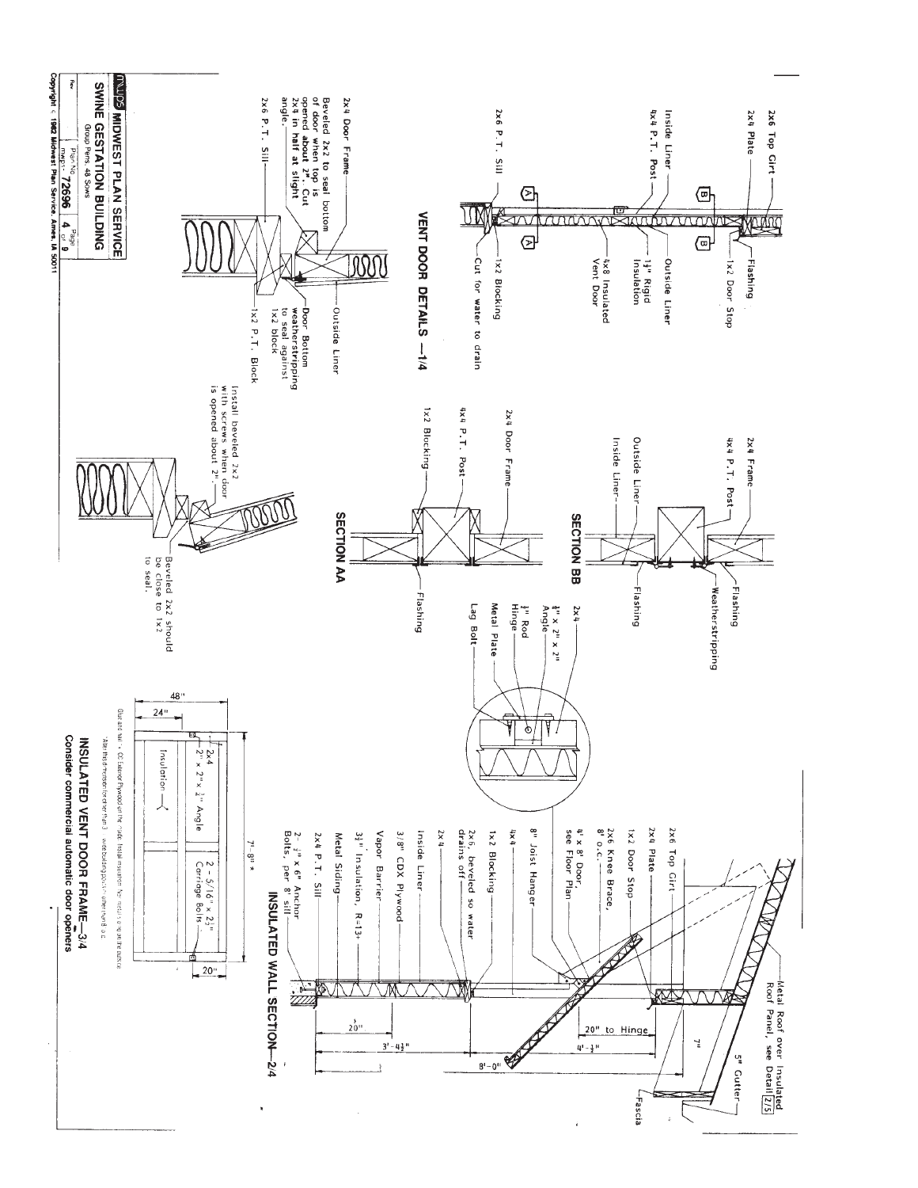## VENT DOOR DETAILS —1/4

2x6 Top Girt
2x4 Plate
Inside Liner
4x4 P.T. Post
2x6 P.T. Sill
1x2 Door Stop
Flashing
Outside Liner
1¼" Rigid Insulation
4x8 Insulated Vent Door
1x2 Blocking
Cut for water to drain

2x4 Door Frame
Beveled 2x2 to seal bottom of door when top is opened about 2". Cut 2x4 in half at slight angle.
2x6 P.T. Sill
Outside Liner
Door Bottom weatherstripping to seal against 1x2 block
1x2 P.T. Block

Install beveled 2x2 with screws when door is opened about 2".
Beveled 2x2 should be close to 1x2 to seal.

## SECTION BB

2x4 Frame
4x4 P.T. Post
Outside Liner
Inside Liner
Flashing
Weatherstripping
Flashing

## SECTION AA

2x4 Door Frame
4x4 P.T. Post
1x2 Blocking
Flashing

2x4
¼" x 2" x 2" Angle
½" Rod Hinge
Metal Plate
Lag Bolt

## INSULATED WALL SECTION—2/4

Metal Roof over Insulated Roof Panel, see Detail 2/5
5" Gutter
Fascia
2x6 Top Girt
2x4 Plate
1x2 Door Stop
2x6 Knee Brace, 8' o.c.
4' x 8' Door, see Floor Plan
8" Joist Hanger
4x4
1x2 Blocking
2x6, beveled so water drains off
2x4
Inside Liner
3/8" CDX Plywood
Vapor Barrier
3½" Insulation, R=13+
Metal Siding
2x4 P.T. Sill
2 - ½" x 6" Anchor Bolts, per 8' sill

7"
20" to Hinge
4'-½"
20"
3'-4½"
8'-0"

## INSULATED VENT DOOR FRAME—3/4

Consider commercial automatic door openers

48"
24"
2x4
2" x 2" x ¼" Angle
Insulation
2 - 5/16" x 2½" Carriage Bolts
7'-8" *
20"

Glue and nail ¾" CC Exterior Plywood on the inside. Install insulation. Nail metal siding on the outside.
*Alter this dimension for other than 3' wide building posts or other than 8' o.c.

MWPS MIDWEST PLAN SERVICE
SWINE GESTATION BUILDING
Group Pens, 48 Sows
Plan No. mwps-72696 | Page 4 of 9
Copyright © 1982 Midwest Plan Service, Ames, IA 50011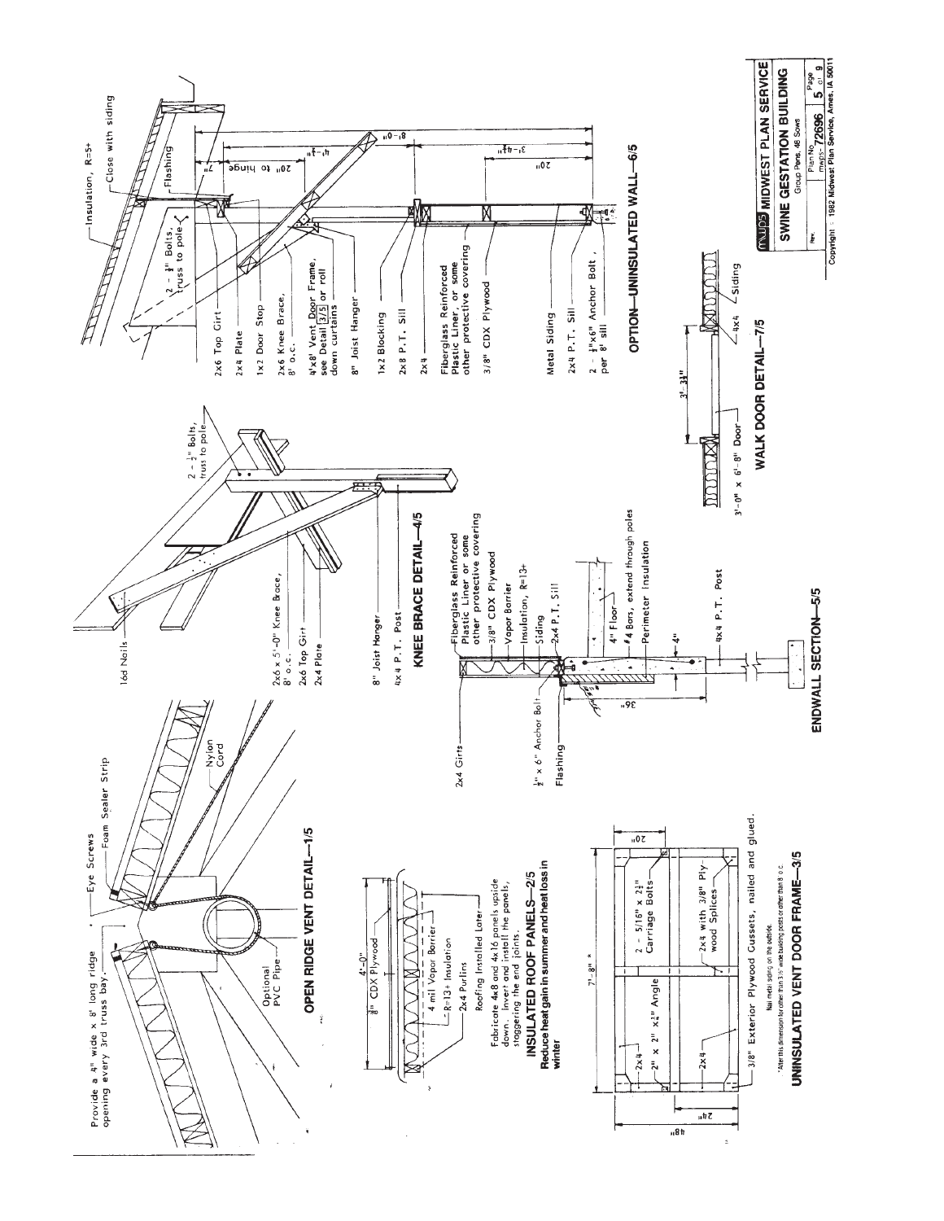## OPEN RIDGE VENT DETAIL—1/5

Provide a 4" wide x 8' long ridge opening every 3rd truss bay.

- Eye Screws
- Foam Sealer Strip
- Nylon Cord
- Optional PVC Pipe

## INSULATED ROOF PANELS—2/5

Reduce heat gain in summer and heat loss in winter

- 4'-0"
- 3/8" CDX Plywood
- 4 mil Vapor Barrier
- R=13+ Insulation
- 2x4 Purlins
- Roofing Installed Later

Fabricate 4x8 and 4x16 panels upside down. Invert and install the panels, staggering the end joints.

## UNINSULATED VENT DOOR FRAME—3/5

- 7'-8" *
- 48"
- 24"
- 20"
- 2x4
- 2" x 2" x 1/4" Angle
- 2 - 5/16" x 2 1/2" Carriage Bolts
- 2x4
- 2x4 with 3/8" Plywood Splices
- 3/8" Exterior Plywood Gussets, nailed and glued.

Nail metal siding on the outside.

*Alter this dimension for other than 3 1/2" wide building posts or other than 8' o.c.

## KNEE BRACE DETAIL—4/5

- 16d Nails
- 2 - 1/2" Bolts, truss to pole
- 2x6 x 5'-0" Knee Brace, 8' o.c.
- 2x6 Top Girt
- 2x4 Plate
- 8" Joist Hanger
- 4x4 P.T. Post

## ENDWALL SECTION—5/5

- 2x4 Girts
- Fiberglass Reinforced Plastic Liner or some other protective covering
- 3/8" CDX Plywood
- Vapor Barrier
- Insulation, R=13+
- Siding
- 2x4 P.T. Sill
- 1/2" x 6" Anchor Bolt
- Flashing
- 36"
- 4" Floor
- #4 Bars, extend through poles
- Perimeter Insulation
- 4"
- 4x4 P.T. Post

## OPTION—UNINSULATED WALL—6/5

- Insulation, R=5+
- Close with siding
- Flashing
- 2 - 1/2" Bolts, truss to pole
- 2x6 Top Girt
- 2x4 Plate
- 1x2 Door Stop
- 2x6 Knee Brace, 8' o.c.
- 4'x8' Vent Door Frame, see Detail 3/5 or roll down curtains
- 8" Joist Hanger
- 1x2 Blocking
- 2x8 P.T. Sill
- 2x4
- Fiberglass Reinforced Plastic Liner, or some other protective covering
- 3/8" CDX Plywood
- Metal Siding
- 2x4 P.T. Sill
- 2 - 1/2"x6" Anchor Bolt, per 8' sill
- 2"
- 20" to hinge
- 4'-4 1/2"
- 8'-0"
- 3'-4 1/2"
- 20"

## WALK DOOR DETAIL—7/5

- 3'-0" x 6'-8" Door
- 3'-3 1/2"
- 4x4
- Siding

**MWPS MIDWEST PLAN SERVICE**

**SWINE GESTATION BUILDING**

Group Pens, 48 Sows

| Rev. | Plan No. mwps-72696 | Page 5 of 9 |
|---|---|---|

Copyright © 1982 Midwest Plan Service, Ames, IA 50011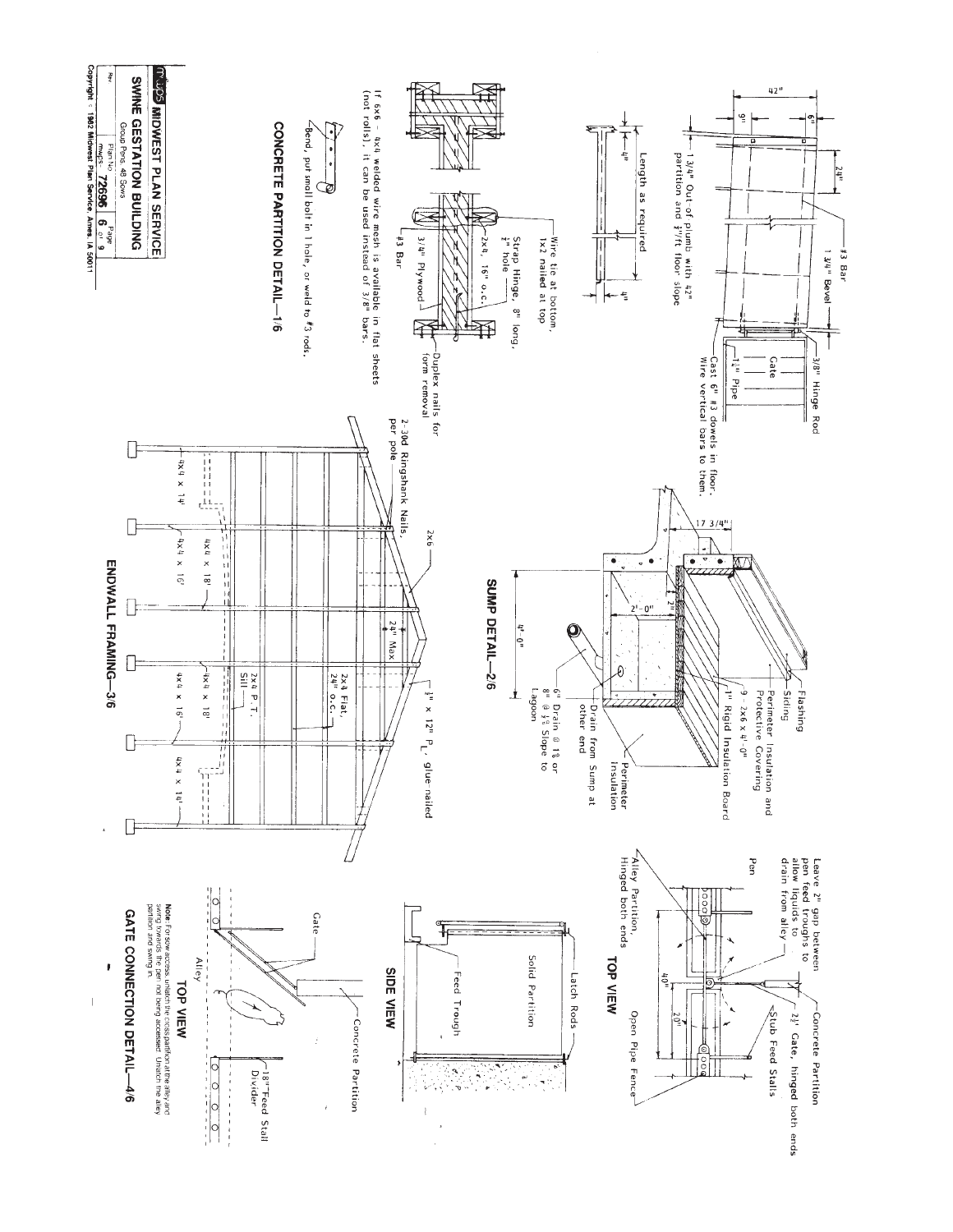## CONCRETE PARTITION DETAIL—1/6

42"

6"

9"

24"

#3 Bar

1 3/4" Bevel

3/8" Hinge Rod

Gate

1¼" Pipe

1 3/4" Out-of plumb with 42" partition and ¼"/ft floor slope

Cast 6" #3 dowels in floor. Wire vertical bars to them.

Length as required

4"

4"

Wire tie at bottom, 1x2 nailed at top

Strap Hinge, 8" long, ½" hole

2x4, 16" o.c.

3/4" Plywood

#3 Bar

Duplex nails for form removal

If 6x6 - 4x4 welded wire mesh is available in flat sheets (not rolls), it can be used instead of 3/8" bars.

Bend, put small bolt in 1 hole, or weld to #3 rods.

## SUMP DETAIL—2/6

17 3/4"

2'-0"

2"

4'-0"

Flashing

Siding

Perimeter Insulation and Protective Covering

9 - 2x6 x 4'-0"

1" Rigid Insulation Board

Perimeter Insulation

Drain from Sump at other end

6" Drain @ 1% or 8" @ ½% Slope to Lagoon

## ENDWALL FRAMING—3/6

2-30d Ringshank Nails per pole

2x6

24" Max

½" x 12" P$_L$, glue-nailed

2x4 Flat, 24" o.c.

2x4 P.T. Sill

4x4 x 14'

4x4 x 16'

4x4 x 18'

4x4 x 18'

4x4 x 16'

4x4 x 14'

## GATE CONNECTION DETAIL—4/6

### TOP VIEW

Leave 2" gap between pen feed troughs to allow liquids to drain from alley

Pen

Concrete Partition

2½' Gate, hinged both ends

Stub Feed Stalls

40"

20"

Alley Partition, Hinged both ends

Open Pipe Fence

### SIDE VIEW

Latch Rods

Solid Partition

Feed Trough

### TOP VIEW

Gate

Concrete Partition

Alley

18" Feed Stall Divider

**Note:** For sow access, unlatch the cross partition at the alley and swing towards the pen not being accessed. Unlatch the alley partition and swing in.

---

**mwps MIDWEST PLAN SERVICE**

**SWINE GESTATION BUILDING**

Group Pens, 48 Sows

| Rev | Plan No mwps- 72696 | Page 6 of 9 |
|---|---|---|

Copyright © 1982 Midwest Plan Service, Ames, IA 50011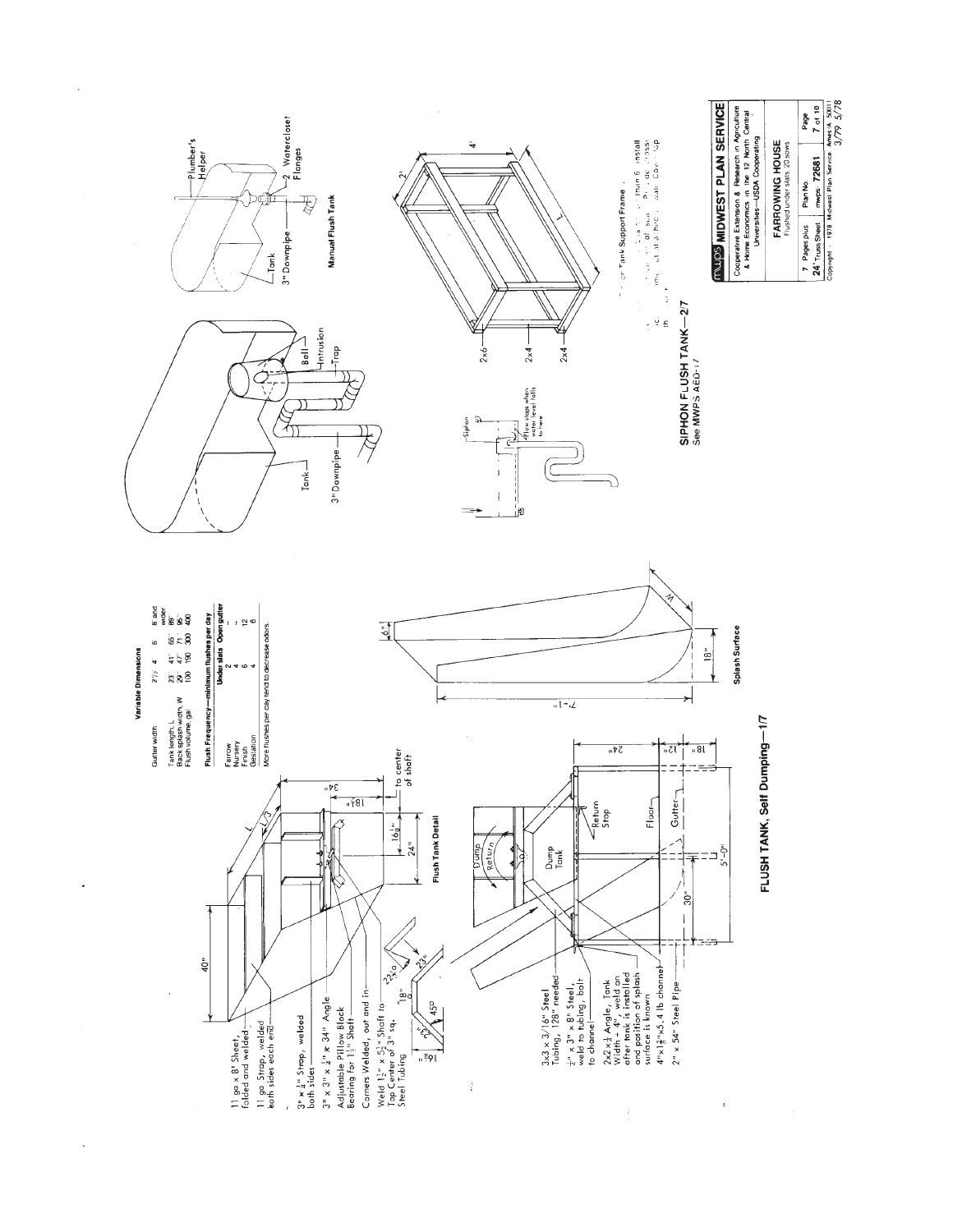**Variable Dimensions**

| Gutter width | 2½ | 4 | 6 | 8 and wider |
|---|---|---|---|---|
| Tank length, L | 23" | 41" | 65" | 89" |
| Back splash width, W | 29" | 47" | 71" | 95" |
| Flush volume, gal | 100 | 190 | 300 | 400 |

**Flush Frequency—minimum flushes per day**

| | Under slats | Open gutter |
|---|---|---|
| Farrow | 2 | - |
| Nursery | 4 | - |
| Finish | 6 | 12 |
| Gestation | 4 | 6 |

More flushes per day tend to decrease odors.

11 ga x 8' Sheet, folded and welded

11 ga Strap, welded both sides each end

3" x ¼" Strap, welded both sides

3" x 3" x ¼" x 34" Angle

Adjustable Pillow Block Bearing for 1½" Shaft

Corners Welded, out and in

Weld 1½" x 5½" Shaft to Top Center of 3" sq. Steel Tubing

40"

L

L/3

34"

18¾"

16¼"

24"

to center of shaft

16"

45°

22½°

18"

23"

**Flush Tank Detail**

3x3 x 3/16" Steel Tubing, 128" needed

¼" x 3" x 8" Steel, weld to tubing, bolt to channel

2x2x¼ Angle, Tank Width + 4", weld on after tank is installed and position of splash surface is known

4"x1⅝"x5.4 lb channel

2" x 54" Steel Pipe

Dump

Return

Dump Tank

Return Stop

Floor

Gutter

30"

5'-0"

24"

12"

18"

7'-1"

6"

18"

W

**Splash Surface**

**FLUSH TANK, Self Dumping—1/7**

Tank

3" Downpipe

Bell

Intrusion

Trap

Siphon

Flow stops when water level falls to here

Plumber's Helper

Tank

3" Downpipe

2 Watercloset Flanges

**Manual Flush Tank**

2x6

2x4

2x4

2'

4'

L

Tank Support Frame

**SIPHON FLUSH TANK—2/7**

See MWPS AED-17

**MIDWEST PLAN SERVICE**

Cooperative Extension & Research in Agriculture & Home Economics in the 12 North Central Universities—USDA Cooperating

**FARROWING HOUSE**

Flushed under slats 20 sows

| 7 Pages plus 24" Truss Sheet | Plan No. mwps- 72681 | Page 7 of 10 |
|---|---|---|

Copyright 1978 Midwest Plan Service Ames IA 50011 3/79 5/78